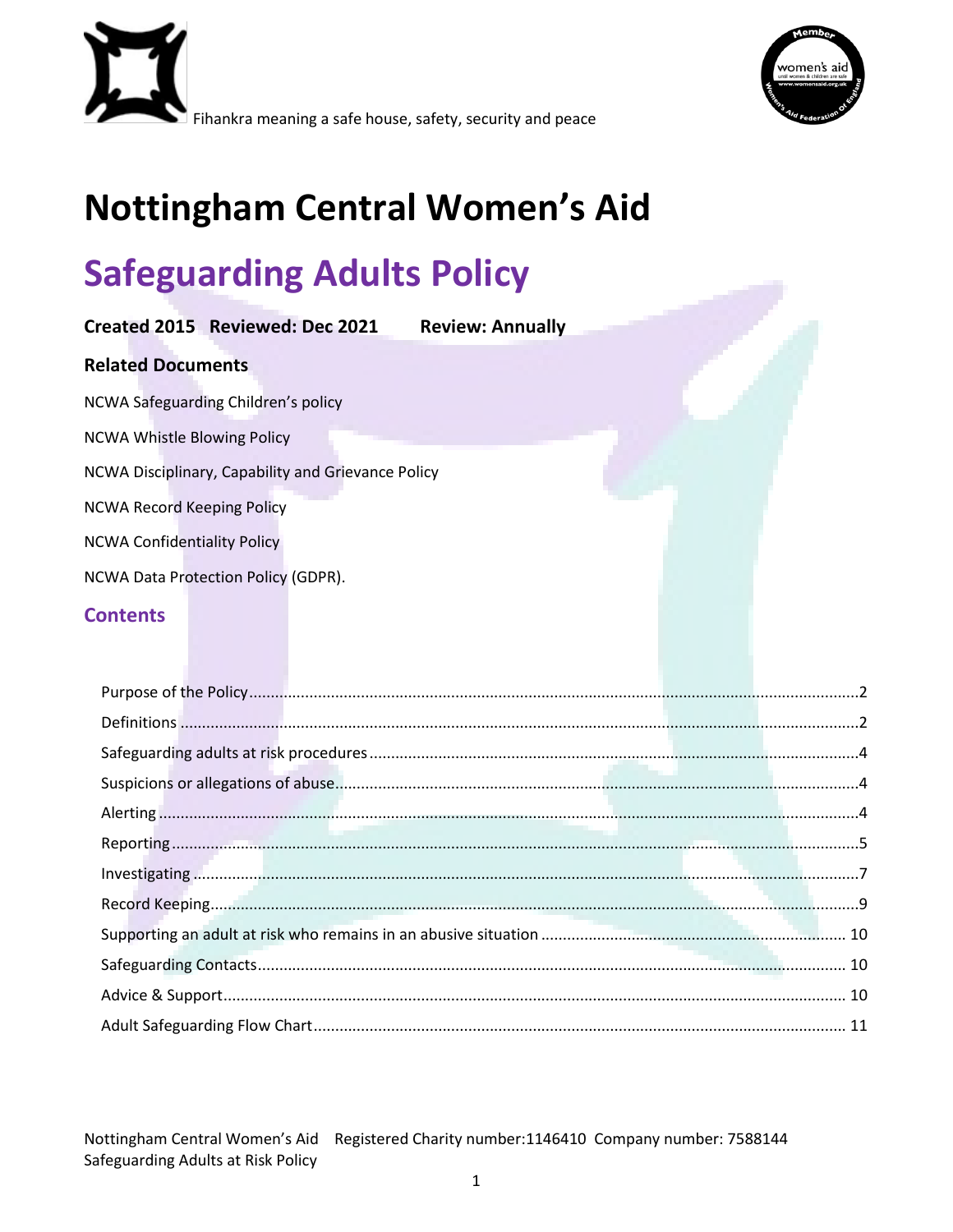Fihankra meaning a safe house, safety, security and peace

# Nottingham Central Women's Aid

# Safeguarding Adults Policy

**Created 2015 Reviewed: Dec 2021 Review: Annually**

### Related Documents

NCWA Safeguarding Children's policy

NCWA Whistle Blowing Policy

NCWA Disciplinary, Capability and Grievance Policy

NCWA Record Keeping Policy

NCWA Confidentiality Policy

NCWA Data Protection Policy (GDPR).

## Contents

- Purpose of the Policy ........ 2
- Definitions ........ 2
- Safeguarding adults at risk procedures ........ 4
- Suspicions or allegations of abuse ........ 4
- Alerting ........ 4
- Reporting ........ 5
- Investigating ........ 7
- Record Keeping ........ 9
- Supporting an adult at risk who remains in an abusive situation ........ 10
- Safeguarding Contacts ........ 10
- Advice & Support ........ 10
- Adult Safeguarding Flow Chart ........ 11

Nottingham Central Women's Aid Registered Charity number:1146410 Company number: 7588144
Safeguarding Adults at Risk Policy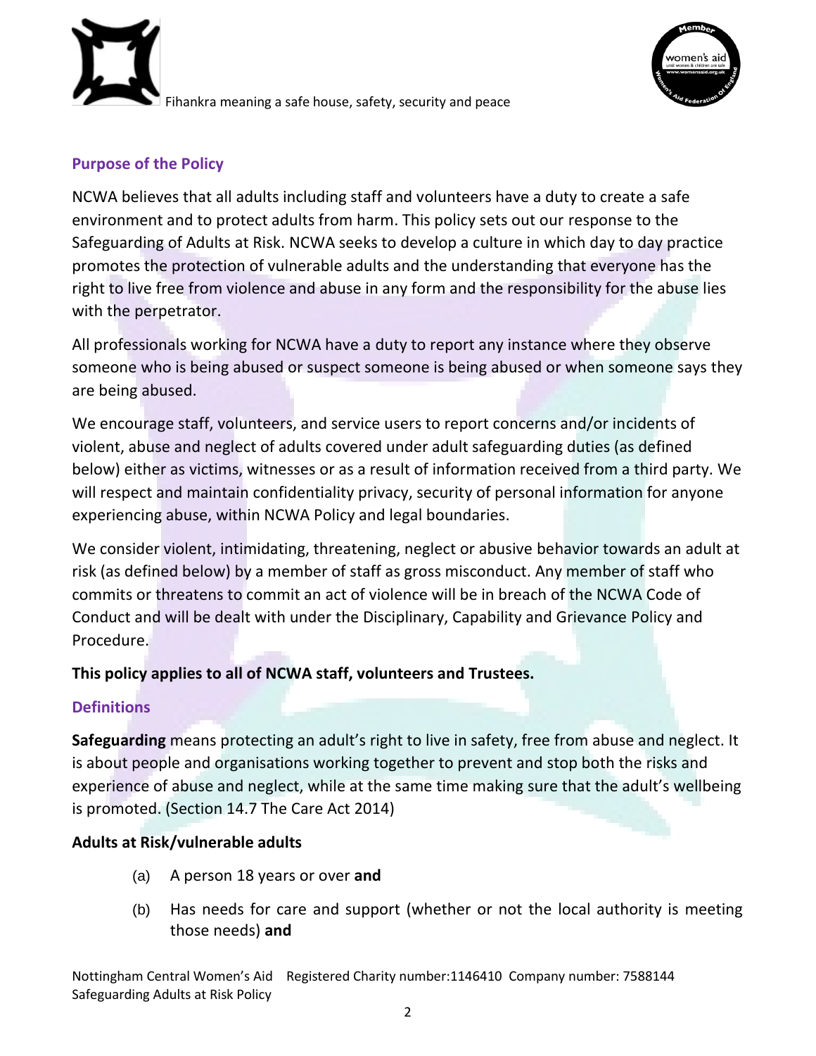## Purpose of the Policy

NCWA believes that all adults including staff and volunteers have a duty to create a safe environment and to protect adults from harm. This policy sets out our response to the Safeguarding of Adults at Risk. NCWA seeks to develop a culture in which day to day practice promotes the protection of vulnerable adults and the understanding that everyone has the right to live free from violence and abuse in any form and the responsibility for the abuse lies with the perpetrator.

All professionals working for NCWA have a duty to report any instance where they observe someone who is being abused or suspect someone is being abused or when someone says they are being abused.

We encourage staff, volunteers, and service users to report concerns and/or incidents of violent, abuse and neglect of adults covered under adult safeguarding duties (as defined below) either as victims, witnesses or as a result of information received from a third party. We will respect and maintain confidentiality privacy, security of personal information for anyone experiencing abuse, within NCWA Policy and legal boundaries.

We consider violent, intimidating, threatening, neglect or abusive behavior towards an adult at risk (as defined below) by a member of staff as gross misconduct. Any member of staff who commits or threatens to commit an act of violence will be in breach of the NCWA Code of Conduct and will be dealt with under the Disciplinary, Capability and Grievance Policy and Procedure.

**This policy applies to all of NCWA staff, volunteers and Trustees.**

## Definitions

**Safeguarding** means protecting an adult's right to live in safety, free from abuse and neglect. It is about people and organisations working together to prevent and stop both the risks and experience of abuse and neglect, while at the same time making sure that the adult's wellbeing is promoted. (Section 14.7 The Care Act 2014)

**Adults at Risk/vulnerable adults**

(a) A person 18 years or over **and**

(b) Has needs for care and support (whether or not the local authority is meeting those needs) **and**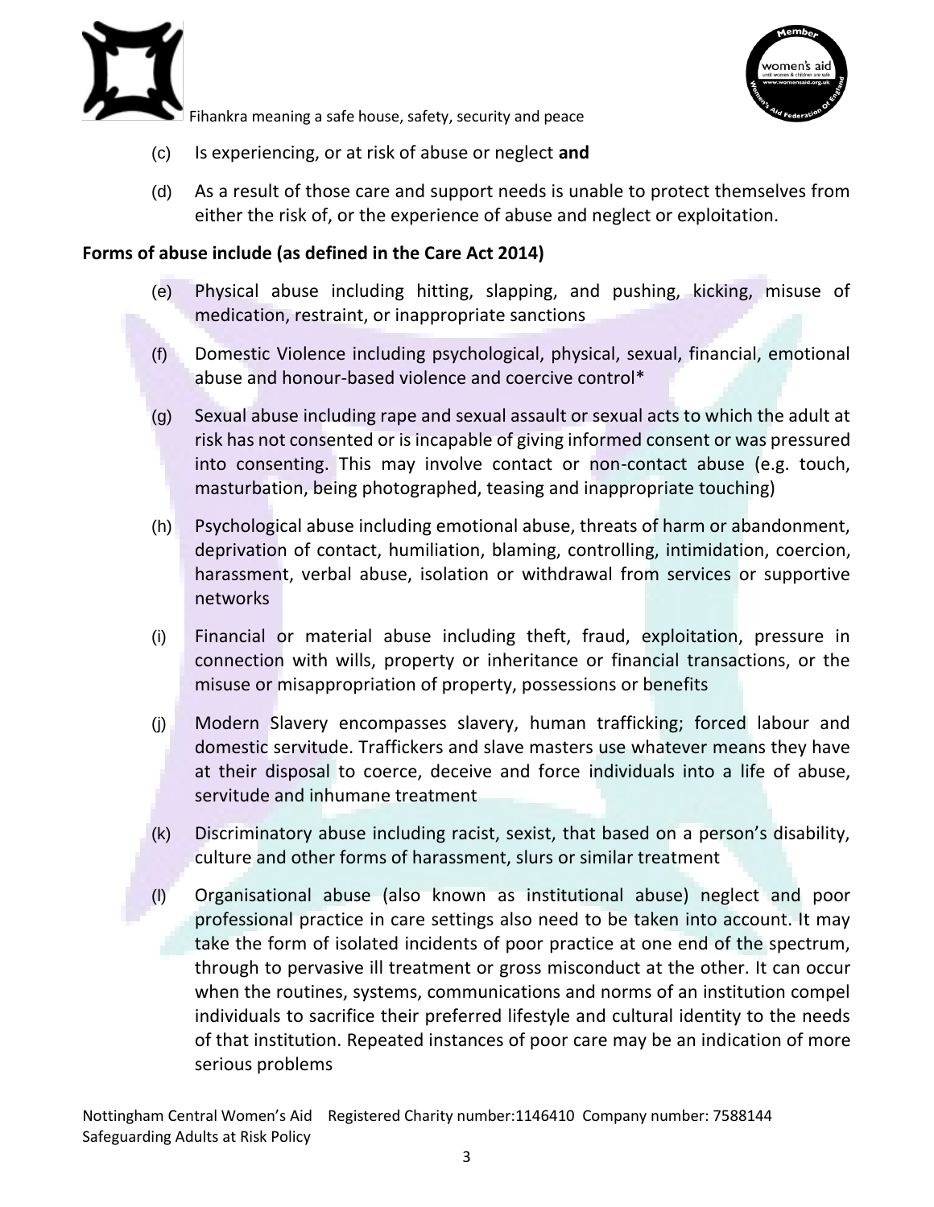(c) Is experiencing, or at risk of abuse or neglect **and**

(d) As a result of those care and support needs is unable to protect themselves from either the risk of, or the experience of abuse and neglect or exploitation.

**Forms of abuse include (as defined in the Care Act 2014)**

(e) Physical abuse including hitting, slapping, and pushing, kicking, misuse of medication, restraint, or inappropriate sanctions

(f) Domestic Violence including psychological, physical, sexual, financial, emotional abuse and honour-based violence and coercive control*

(g) Sexual abuse including rape and sexual assault or sexual acts to which the adult at risk has not consented or is incapable of giving informed consent or was pressured into consenting. This may involve contact or non-contact abuse (e.g. touch, masturbation, being photographed, teasing and inappropriate touching)

(h) Psychological abuse including emotional abuse, threats of harm or abandonment, deprivation of contact, humiliation, blaming, controlling, intimidation, coercion, harassment, verbal abuse, isolation or withdrawal from services or supportive networks

(i) Financial or material abuse including theft, fraud, exploitation, pressure in connection with wills, property or inheritance or financial transactions, or the misuse or misappropriation of property, possessions or benefits

(j) Modern Slavery encompasses slavery, human trafficking; forced labour and domestic servitude. Traffickers and slave masters use whatever means they have at their disposal to coerce, deceive and force individuals into a life of abuse, servitude and inhumane treatment

(k) Discriminatory abuse including racist, sexist, that based on a person's disability, culture and other forms of harassment, slurs or similar treatment

(l) Organisational abuse (also known as institutional abuse) neglect and poor professional practice in care settings also need to be taken into account. It may take the form of isolated incidents of poor practice at one end of the spectrum, through to pervasive ill treatment or gross misconduct at the other. It can occur when the routines, systems, communications and norms of an institution compel individuals to sacrifice their preferred lifestyle and cultural identity to the needs of that institution. Repeated instances of poor care may be an indication of more serious problems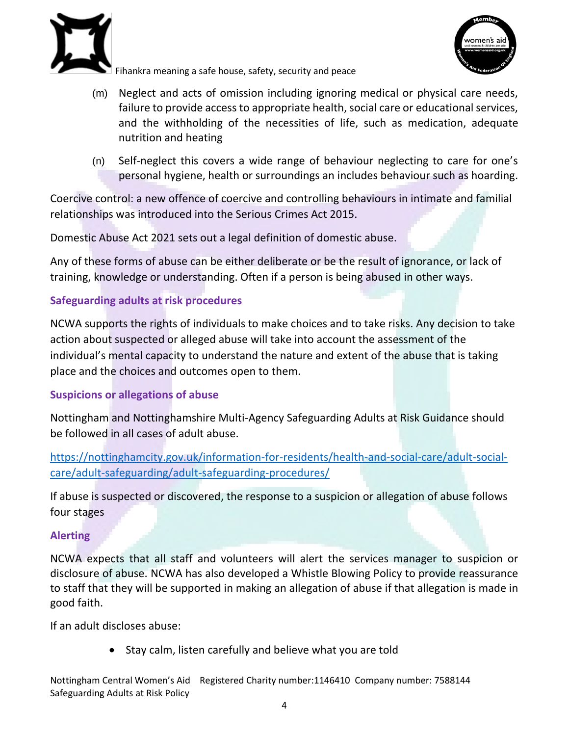(m) Neglect and acts of omission including ignoring medical or physical care needs, failure to provide access to appropriate health, social care or educational services, and the withholding of the necessities of life, such as medication, adequate nutrition and heating

(n) Self-neglect this covers a wide range of behaviour neglecting to care for one's personal hygiene, health or surroundings an includes behaviour such as hoarding.

Coercive control: a new offence of coercive and controlling behaviours in intimate and familial relationships was introduced into the Serious Crimes Act 2015.

Domestic Abuse Act 2021 sets out a legal definition of domestic abuse.

Any of these forms of abuse can be either deliberate or be the result of ignorance, or lack of training, knowledge or understanding. Often if a person is being abused in other ways.

### Safeguarding adults at risk procedures

NCWA supports the rights of individuals to make choices and to take risks. Any decision to take action about suspected or alleged abuse will take into account the assessment of the individual's mental capacity to understand the nature and extent of the abuse that is taking place and the choices and outcomes open to them.

### Suspicions or allegations of abuse

Nottingham and Nottinghamshire Multi-Agency Safeguarding Adults at Risk Guidance should be followed in all cases of adult abuse.

https://nottinghamcity.gov.uk/information-for-residents/health-and-social-care/adult-social-care/adult-safeguarding/adult-safeguarding-procedures/

If abuse is suspected or discovered, the response to a suspicion or allegation of abuse follows four stages

### Alerting

NCWA expects that all staff and volunteers will alert the services manager to suspicion or disclosure of abuse. NCWA has also developed a Whistle Blowing Policy to provide reassurance to staff that they will be supported in making an allegation of abuse if that allegation is made in good faith.

If an adult discloses abuse:

- Stay calm, listen carefully and believe what you are told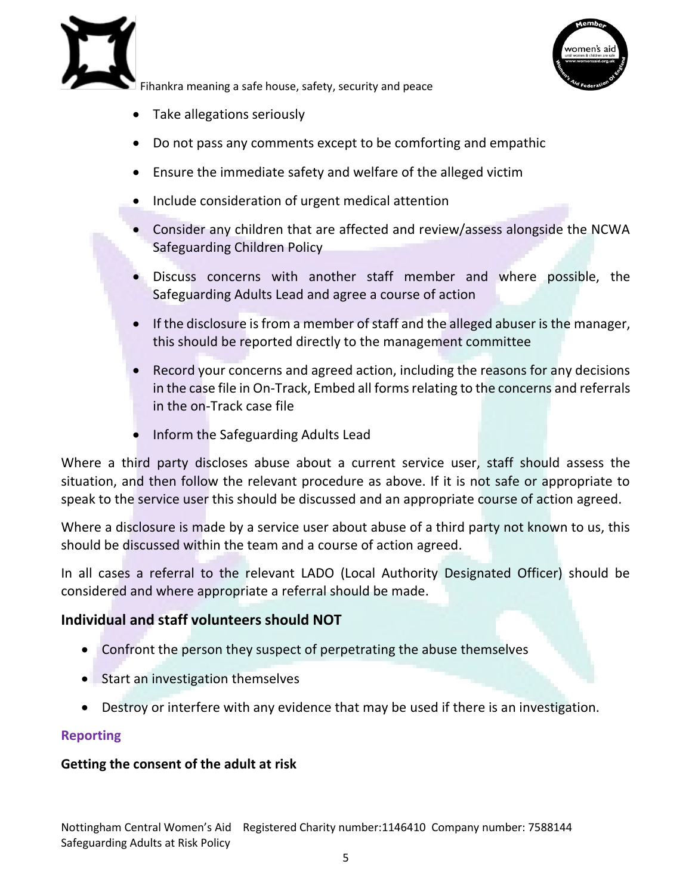- Take allegations seriously
- Do not pass any comments except to be comforting and empathic
- Ensure the immediate safety and welfare of the alleged victim
- Include consideration of urgent medical attention
- Consider any children that are affected and review/assess alongside the NCWA Safeguarding Children Policy
- Discuss concerns with another staff member and where possible, the Safeguarding Adults Lead and agree a course of action
- If the disclosure is from a member of staff and the alleged abuser is the manager, this should be reported directly to the management committee
- Record your concerns and agreed action, including the reasons for any decisions in the case file in On-Track, Embed all forms relating to the concerns and referrals in the on-Track case file
- Inform the Safeguarding Adults Lead

Where a third party discloses abuse about a current service user, staff should assess the situation, and then follow the relevant procedure as above. If it is not safe or appropriate to speak to the service user this should be discussed and an appropriate course of action agreed.

Where a disclosure is made by a service user about abuse of a third party not known to us, this should be discussed within the team and a course of action agreed.

In all cases a referral to the relevant LADO (Local Authority Designated Officer) should be considered and where appropriate a referral should be made.

## Individual and staff volunteers should NOT

- Confront the person they suspect of perpetrating the abuse themselves
- Start an investigation themselves
- Destroy or interfere with any evidence that may be used if there is an investigation.

### Reporting

**Getting the consent of the adult at risk**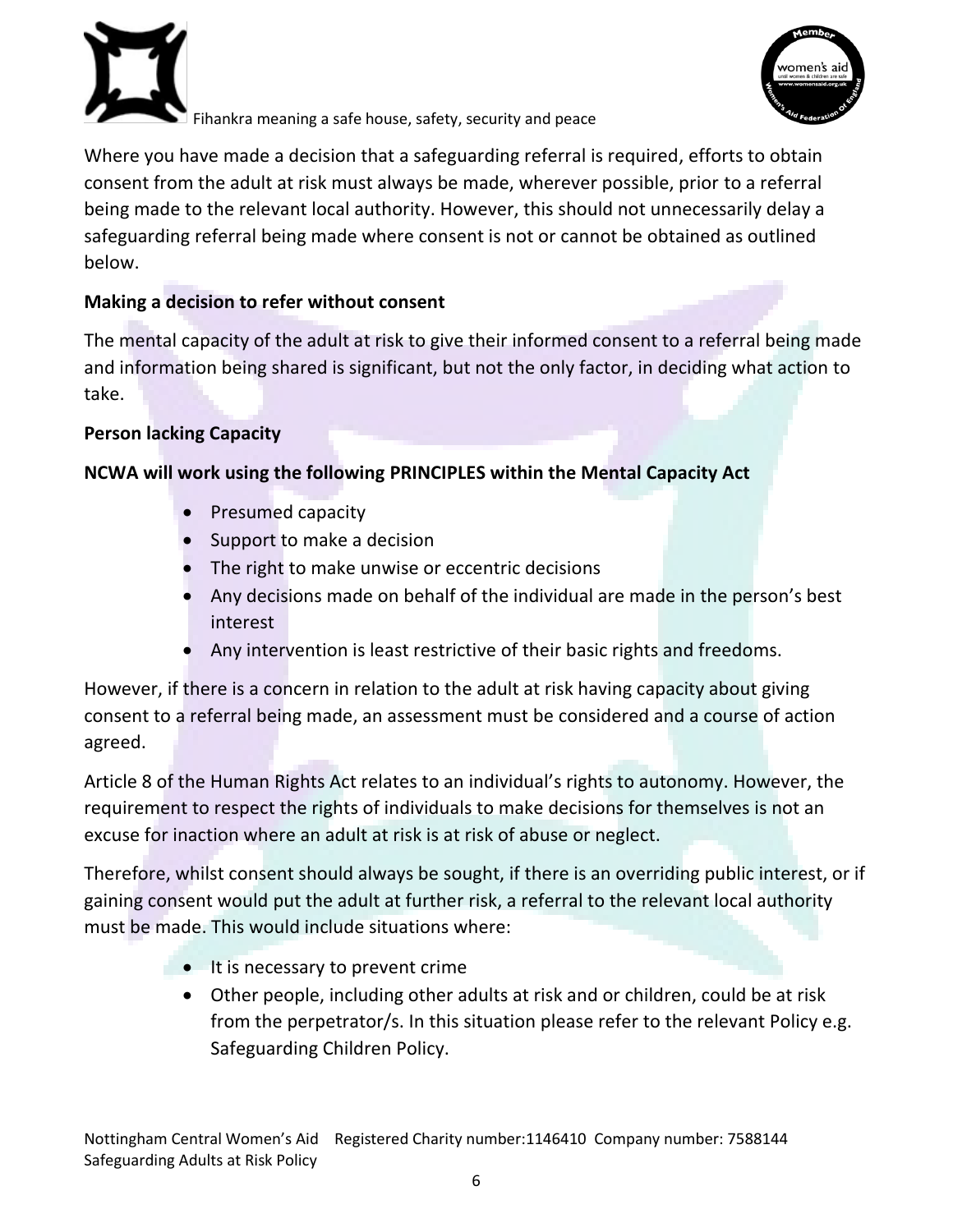Where you have made a decision that a safeguarding referral is required, efforts to obtain consent from the adult at risk must always be made, wherever possible, prior to a referral being made to the relevant local authority. However, this should not unnecessarily delay a safeguarding referral being made where consent is not or cannot be obtained as outlined below.

**Making a decision to refer without consent**

The mental capacity of the adult at risk to give their informed consent to a referral being made and information being shared is significant, but not the only factor, in deciding what action to take.

**Person lacking Capacity**

**NCWA will work using the following PRINCIPLES within the Mental Capacity Act**

- Presumed capacity
- Support to make a decision
- The right to make unwise or eccentric decisions
- Any decisions made on behalf of the individual are made in the person's best interest
- Any intervention is least restrictive of their basic rights and freedoms.

However, if there is a concern in relation to the adult at risk having capacity about giving consent to a referral being made, an assessment must be considered and a course of action agreed.

Article 8 of the Human Rights Act relates to an individual's rights to autonomy. However, the requirement to respect the rights of individuals to make decisions for themselves is not an excuse for inaction where an adult at risk is at risk of abuse or neglect.

Therefore, whilst consent should always be sought, if there is an overriding public interest, or if gaining consent would put the adult at further risk, a referral to the relevant local authority must be made. This would include situations where:

- It is necessary to prevent crime
- Other people, including other adults at risk and or children, could be at risk from the perpetrator/s. In this situation please refer to the relevant Policy e.g. Safeguarding Children Policy.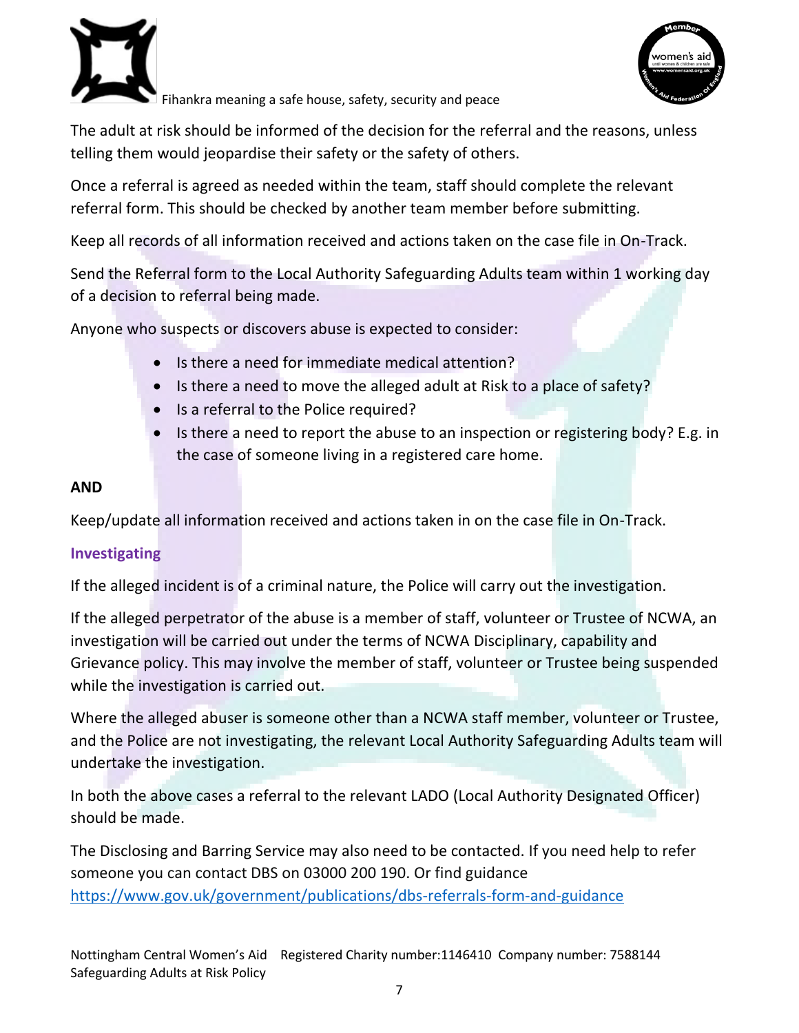The adult at risk should be informed of the decision for the referral and the reasons, unless telling them would jeopardise their safety or the safety of others.

Once a referral is agreed as needed within the team, staff should complete the relevant referral form. This should be checked by another team member before submitting.

Keep all records of all information received and actions taken on the case file in On-Track.

Send the Referral form to the Local Authority Safeguarding Adults team within 1 working day of a decision to referral being made.

Anyone who suspects or discovers abuse is expected to consider:

- Is there a need for immediate medical attention?
- Is there a need to move the alleged adult at Risk to a place of safety?
- Is a referral to the Police required?
- Is there a need to report the abuse to an inspection or registering body? E.g. in the case of someone living in a registered care home.

**AND**

Keep/update all information received and actions taken in on the case file in On-Track.

### Investigating

If the alleged incident is of a criminal nature, the Police will carry out the investigation.

If the alleged perpetrator of the abuse is a member of staff, volunteer or Trustee of NCWA, an investigation will be carried out under the terms of NCWA Disciplinary, capability and Grievance policy. This may involve the member of staff, volunteer or Trustee being suspended while the investigation is carried out.

Where the alleged abuser is someone other than a NCWA staff member, volunteer or Trustee, and the Police are not investigating, the relevant Local Authority Safeguarding Adults team will undertake the investigation.

In both the above cases a referral to the relevant LADO (Local Authority Designated Officer) should be made.

The Disclosing and Barring Service may also need to be contacted. If you need help to refer someone you can contact DBS on 03000 200 190. Or find guidance [https://www.gov.uk/government/publications/dbs-referrals-form-and-guidance](https://www.gov.uk/government/publications/dbs-referrals-form-and-guidance)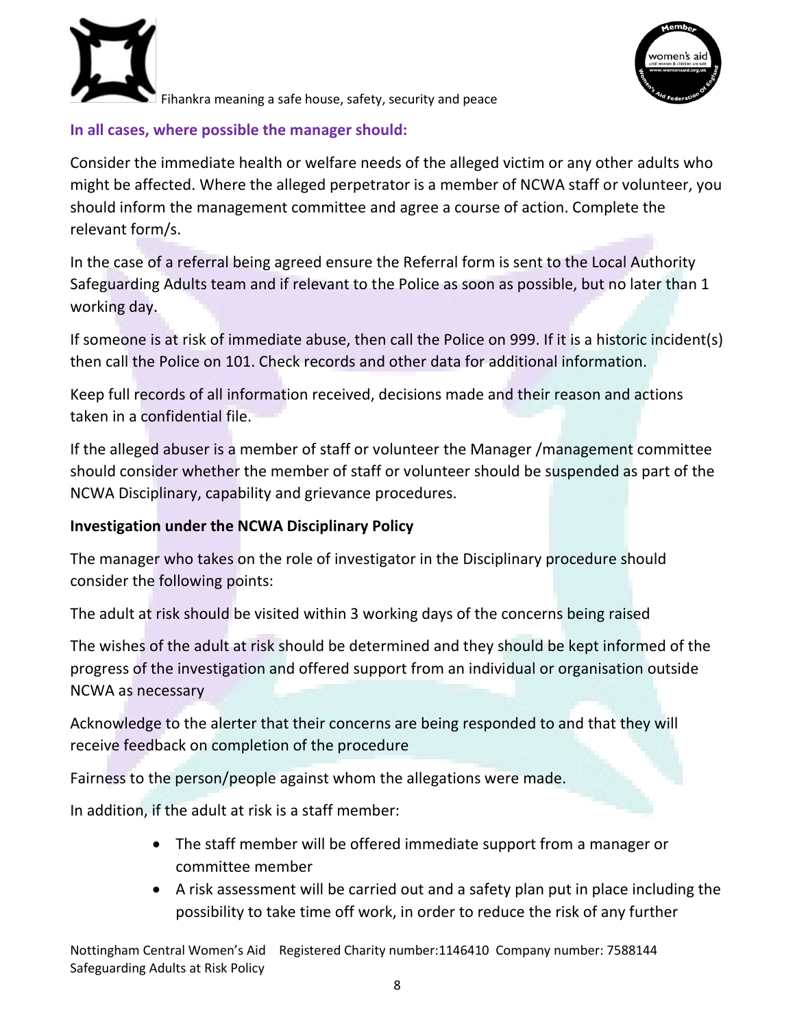### In all cases, where possible the manager should:

Consider the immediate health or welfare needs of the alleged victim or any other adults who might be affected. Where the alleged perpetrator is a member of NCWA staff or volunteer, you should inform the management committee and agree a course of action. Complete the relevant form/s.

In the case of a referral being agreed ensure the Referral form is sent to the Local Authority Safeguarding Adults team and if relevant to the Police as soon as possible, but no later than 1 working day.

If someone is at risk of immediate abuse, then call the Police on 999. If it is a historic incident(s) then call the Police on 101. Check records and other data for additional information.

Keep full records of all information received, decisions made and their reason and actions taken in a confidential file.

If the alleged abuser is a member of staff or volunteer the Manager /management committee should consider whether the member of staff or volunteer should be suspended as part of the NCWA Disciplinary, capability and grievance procedures.

**Investigation under the NCWA Disciplinary Policy**

The manager who takes on the role of investigator in the Disciplinary procedure should consider the following points:

The adult at risk should be visited within 3 working days of the concerns being raised

The wishes of the adult at risk should be determined and they should be kept informed of the progress of the investigation and offered support from an individual or organisation outside NCWA as necessary

Acknowledge to the alerter that their concerns are being responded to and that they will receive feedback on completion of the procedure

Fairness to the person/people against whom the allegations were made.

In addition, if the adult at risk is a staff member:

- The staff member will be offered immediate support from a manager or committee member
- A risk assessment will be carried out and a safety plan put in place including the possibility to take time off work, in order to reduce the risk of any further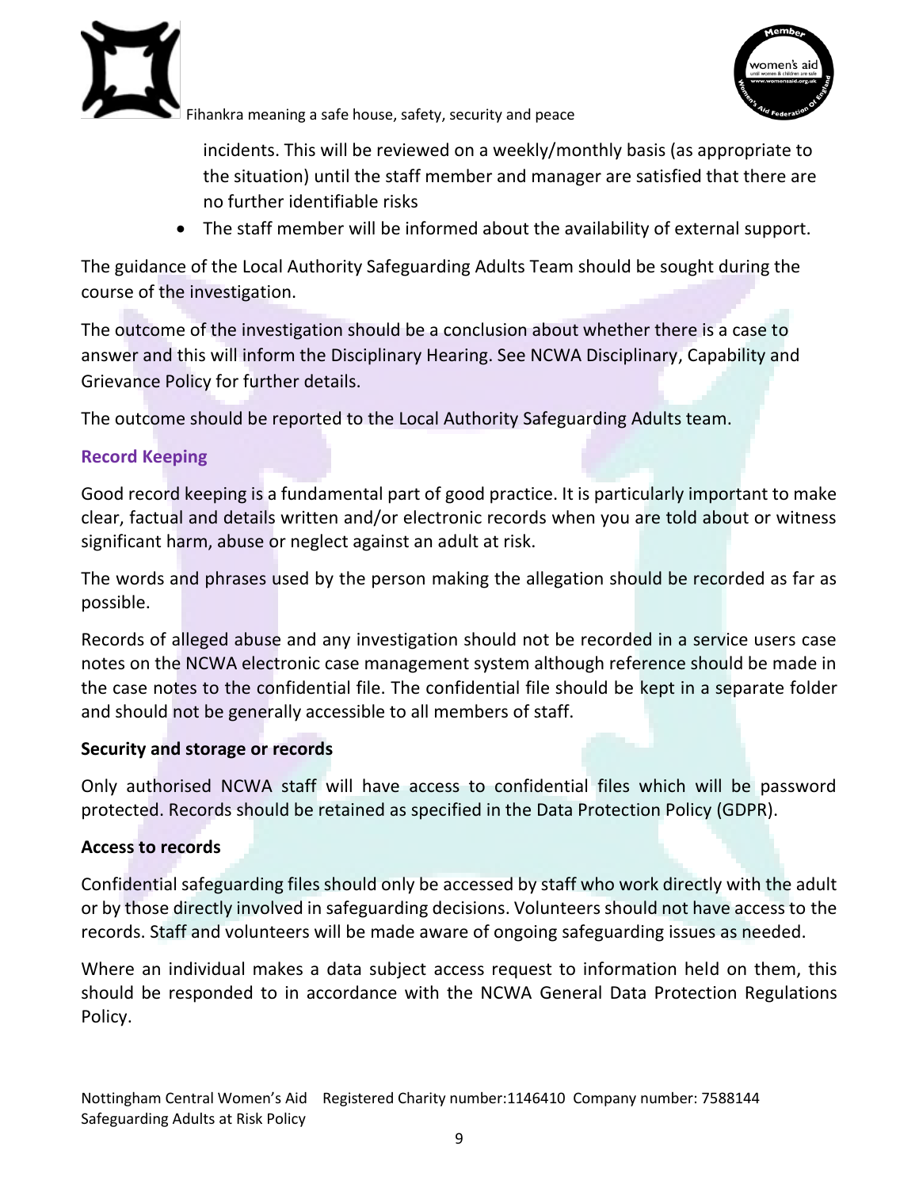incidents. This will be reviewed on a weekly/monthly basis (as appropriate to the situation) until the staff member and manager are satisfied that there are no further identifiable risks

- The staff member will be informed about the availability of external support.

The guidance of the Local Authority Safeguarding Adults Team should be sought during the course of the investigation.

The outcome of the investigation should be a conclusion about whether there is a case to answer and this will inform the Disciplinary Hearing. See NCWA Disciplinary, Capability and Grievance Policy for further details.

The outcome should be reported to the Local Authority Safeguarding Adults team.

### Record Keeping

Good record keeping is a fundamental part of good practice. It is particularly important to make clear, factual and details written and/or electronic records when you are told about or witness significant harm, abuse or neglect against an adult at risk.

The words and phrases used by the person making the allegation should be recorded as far as possible.

Records of alleged abuse and any investigation should not be recorded in a service users case notes on the NCWA electronic case management system although reference should be made in the case notes to the confidential file. The confidential file should be kept in a separate folder and should not be generally accessible to all members of staff.

**Security and storage or records**

Only authorised NCWA staff will have access to confidential files which will be password protected. Records should be retained as specified in the Data Protection Policy (GDPR).

**Access to records**

Confidential safeguarding files should only be accessed by staff who work directly with the adult or by those directly involved in safeguarding decisions. Volunteers should not have access to the records. Staff and volunteers will be made aware of ongoing safeguarding issues as needed.

Where an individual makes a data subject access request to information held on them, this should be responded to in accordance with the NCWA General Data Protection Regulations Policy.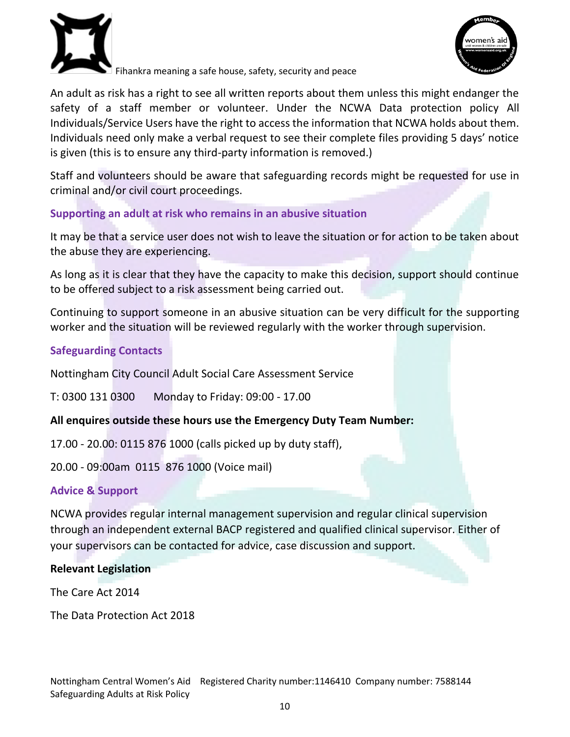An adult as risk has a right to see all written reports about them unless this might endanger the safety of a staff member or volunteer. Under the NCWA Data protection policy All Individuals/Service Users have the right to access the information that NCWA holds about them. Individuals need only make a verbal request to see their complete files providing 5 days' notice is given (this is to ensure any third-party information is removed.)

Staff and volunteers should be aware that safeguarding records might be requested for use in criminal and/or civil court proceedings.

### Supporting an adult at risk who remains in an abusive situation

It may be that a service user does not wish to leave the situation or for action to be taken about the abuse they are experiencing.

As long as it is clear that they have the capacity to make this decision, support should continue to be offered subject to a risk assessment being carried out.

Continuing to support someone in an abusive situation can be very difficult for the supporting worker and the situation will be reviewed regularly with the worker through supervision.

### Safeguarding Contacts

Nottingham City Council Adult Social Care Assessment Service

T: 0300 131 0300 Monday to Friday: 09:00 - 17.00

**All enquires outside these hours use the Emergency Duty Team Number:**

17.00 - 20.00: 0115 876 1000 (calls picked up by duty staff),

20.00 - 09:00am 0115 876 1000 (Voice mail)

### Advice & Support

NCWA provides regular internal management supervision and regular clinical supervision through an independent external BACP registered and qualified clinical supervisor. Either of your supervisors can be contacted for advice, case discussion and support.

**Relevant Legislation**

The Care Act 2014

The Data Protection Act 2018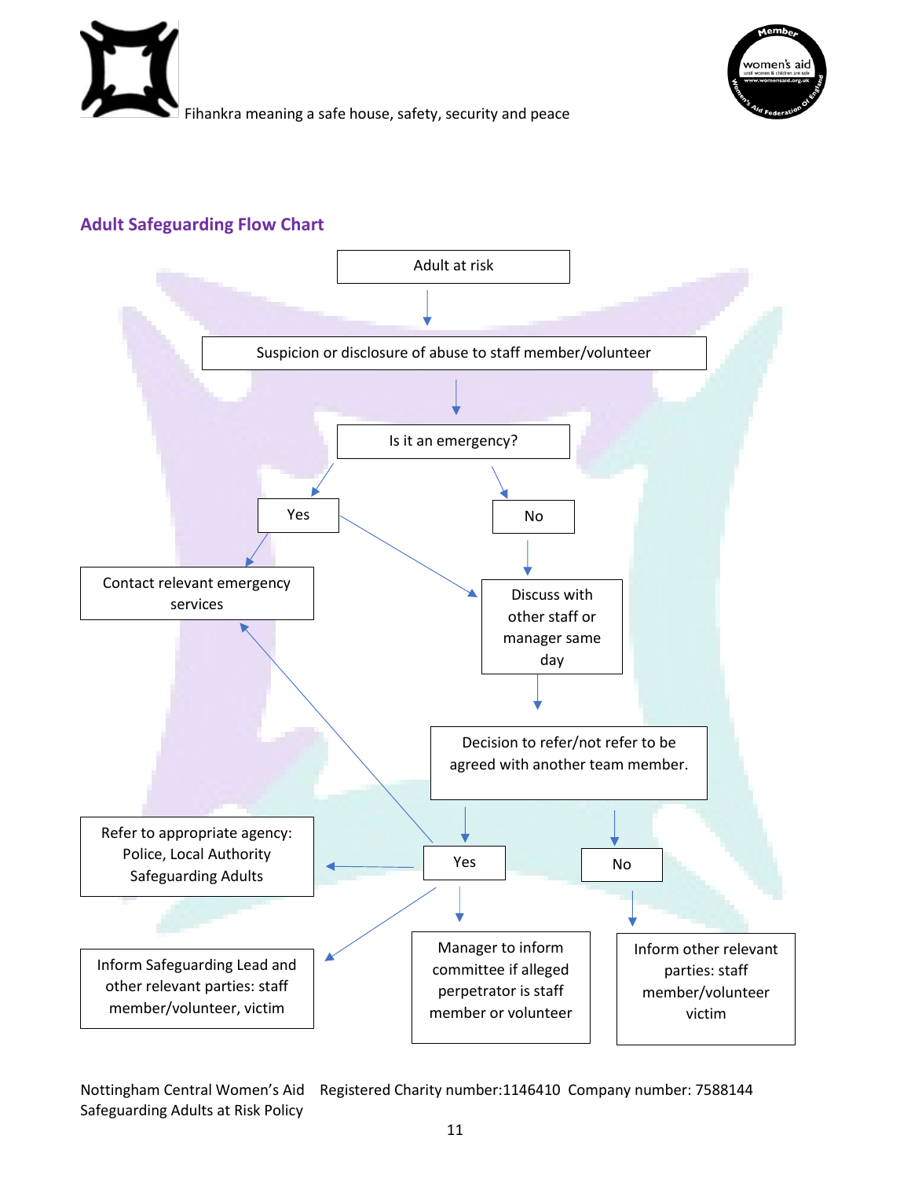Fihankra meaning a safe house, safety, security and peace

## Adult Safeguarding Flow Chart

Adult at risk

Suspicion or disclosure of abuse to staff member/volunteer

Is it an emergency?

Yes

No

Contact relevant emergency services

Discuss with other staff or manager same day

Decision to refer/not refer to be agreed with another team member.

Refer to appropriate agency: Police, Local Authority Safeguarding Adults

Yes

No

Inform Safeguarding Lead and other relevant parties: staff member/volunteer, victim

Manager to inform committee if alleged perpetrator is staff member or volunteer

Inform other relevant parties: staff member/volunteer victim

Nottingham Central Women's Aid Registered Charity number:1146410 Company number: 7588144
Safeguarding Adults at Risk Policy